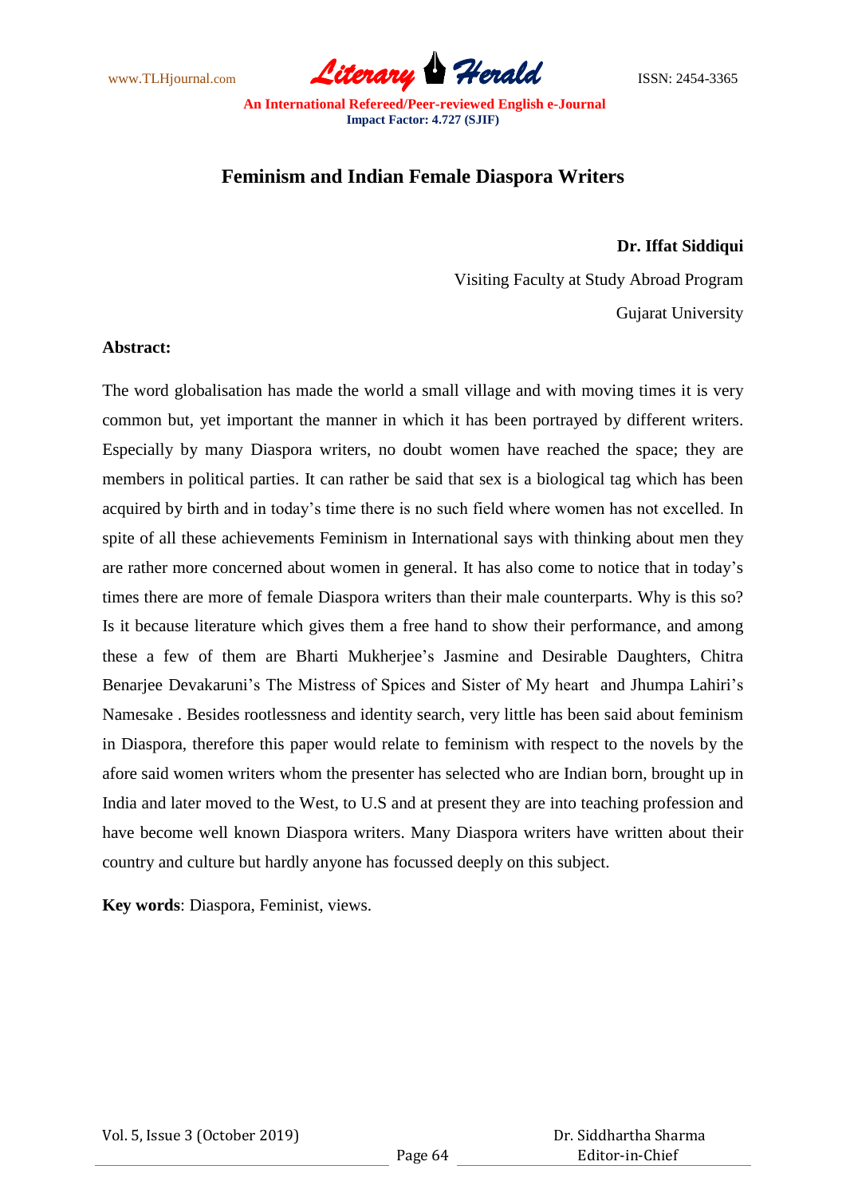# Feminism and Indian Female Diaspora Writers

**Dr. Iffat Siddiqui**

Visiting Faculty at Study Abroad Program

Gujarat University

**Abstract:**

The word globalisation has made the world a small village and with moving times it is very common but, yet important the manner in which it has been portrayed by different writers. Especially by many Diaspora writers, no doubt women have reached the space; they are members in political parties. It can rather be said that sex is a biological tag which has been acquired by birth and in today's time there is no such field where women has not excelled. In spite of all these achievements Feminism in International says with thinking about men they are rather more concerned about women in general. It has also come to notice that in today's times there are more of female Diaspora writers than their male counterparts. Why is this so? Is it because literature which gives them a free hand to show their performance, and among these a few of them are Bharti Mukherjee's Jasmine and Desirable Daughters, Chitra Benarjee Devakaruni's The Mistress of Spices and Sister of My heart and Jhumpa Lahiri's Namesake . Besides rootlessness and identity search, very little has been said about feminism in Diaspora, therefore this paper would relate to feminism with respect to the novels by the afore said women writers whom the presenter has selected who are Indian born, brought up in India and later moved to the West, to U.S and at present they are into teaching profession and have become well known Diaspora writers. Many Diaspora writers have written about their country and culture but hardly anyone has focussed deeply on this subject.

**Key words**: Diaspora, Feminist, views.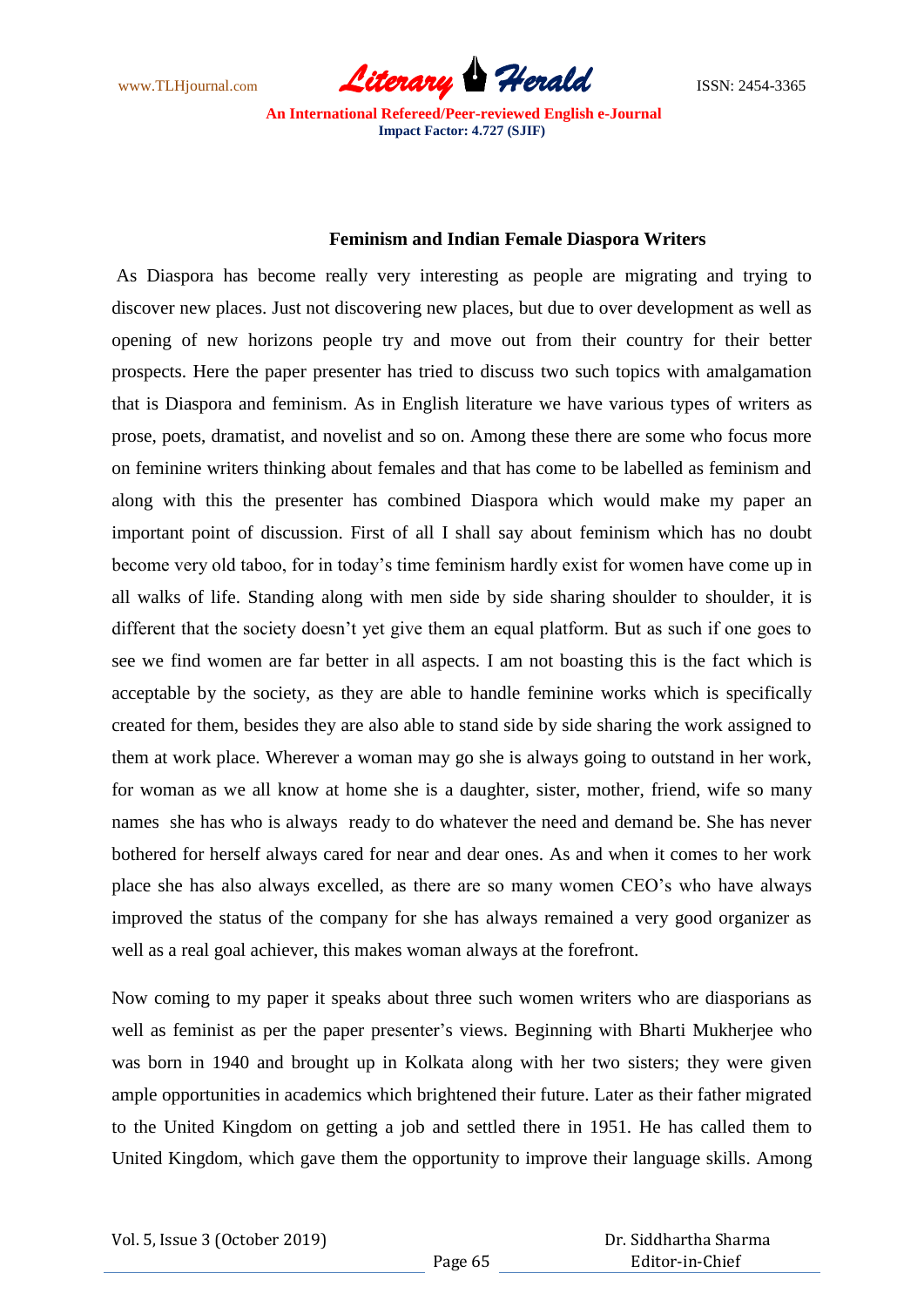### Feminism and Indian Female Diaspora Writers

As Diaspora has become really very interesting as people are migrating and trying to discover new places. Just not discovering new places, but due to over development as well as opening of new horizons people try and move out from their country for their better prospects. Here the paper presenter has tried to discuss two such topics with amalgamation that is Diaspora and feminism. As in English literature we have various types of writers as prose, poets, dramatist, and novelist and so on. Among these there are some who focus more on feminine writers thinking about females and that has come to be labelled as feminism and along with this the presenter has combined Diaspora which would make my paper an important point of discussion. First of all I shall say about feminism which has no doubt become very old taboo, for in today's time feminism hardly exist for women have come up in all walks of life. Standing along with men side by side sharing shoulder to shoulder, it is different that the society doesn't yet give them an equal platform. But as such if one goes to see we find women are far better in all aspects. I am not boasting this is the fact which is acceptable by the society, as they are able to handle feminine works which is specifically created for them, besides they are also able to stand side by side sharing the work assigned to them at work place. Wherever a woman may go she is always going to outstand in her work, for woman as we all know at home she is a daughter, sister, mother, friend, wife so many names she has who is always ready to do whatever the need and demand be. She has never bothered for herself always cared for near and dear ones. As and when it comes to her work place she has also always excelled, as there are so many women CEO's who have always improved the status of the company for she has always remained a very good organizer as well as a real goal achiever, this makes woman always at the forefront.

Now coming to my paper it speaks about three such women writers who are diasporians as well as feminist as per the paper presenter's views. Beginning with Bharti Mukherjee who was born in 1940 and brought up in Kolkata along with her two sisters; they were given ample opportunities in academics which brightened their future. Later as their father migrated to the United Kingdom on getting a job and settled there in 1951. He has called them to United Kingdom, which gave them the opportunity to improve their language skills. Among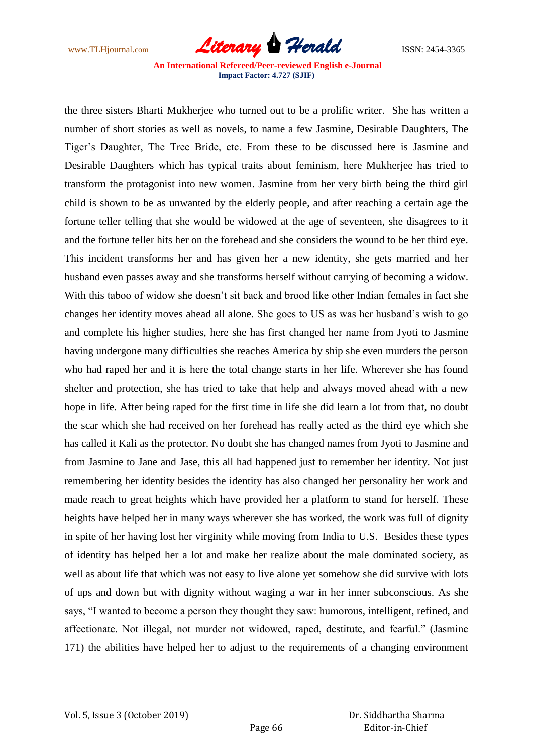the three sisters Bharti Mukherjee who turned out to be a prolific writer. She has written a number of short stories as well as novels, to name a few Jasmine, Desirable Daughters, The Tiger's Daughter, The Tree Bride, etc. From these to be discussed here is Jasmine and Desirable Daughters which has typical traits about feminism, here Mukherjee has tried to transform the protagonist into new women. Jasmine from her very birth being the third girl child is shown to be as unwanted by the elderly people, and after reaching a certain age the fortune teller telling that she would be widowed at the age of seventeen, she disagrees to it and the fortune teller hits her on the forehead and she considers the wound to be her third eye. This incident transforms her and has given her a new identity, she gets married and her husband even passes away and she transforms herself without carrying of becoming a widow. With this taboo of widow she doesn't sit back and brood like other Indian females in fact she changes her identity moves ahead all alone. She goes to US as was her husband's wish to go and complete his higher studies, here she has first changed her name from Jyoti to Jasmine having undergone many difficulties she reaches America by ship she even murders the person who had raped her and it is here the total change starts in her life. Wherever she has found shelter and protection, she has tried to take that help and always moved ahead with a new hope in life. After being raped for the first time in life she did learn a lot from that, no doubt the scar which she had received on her forehead has really acted as the third eye which she has called it Kali as the protector. No doubt she has changed names from Jyoti to Jasmine and from Jasmine to Jane and Jase, this all had happened just to remember her identity. Not just remembering her identity besides the identity has also changed her personality her work and made reach to great heights which have provided her a platform to stand for herself. These heights have helped her in many ways wherever she has worked, the work was full of dignity in spite of her having lost her virginity while moving from India to U.S. Besides these types of identity has helped her a lot and make her realize about the male dominated society, as well as about life that which was not easy to live alone yet somehow she did survive with lots of ups and down but with dignity without waging a war in her inner subconscious. As she says, "I wanted to become a person they thought they saw: humorous, intelligent, refined, and affectionate. Not illegal, not murder not widowed, raped, destitute, and fearful." (Jasmine 171) the abilities have helped her to adjust to the requirements of a changing environment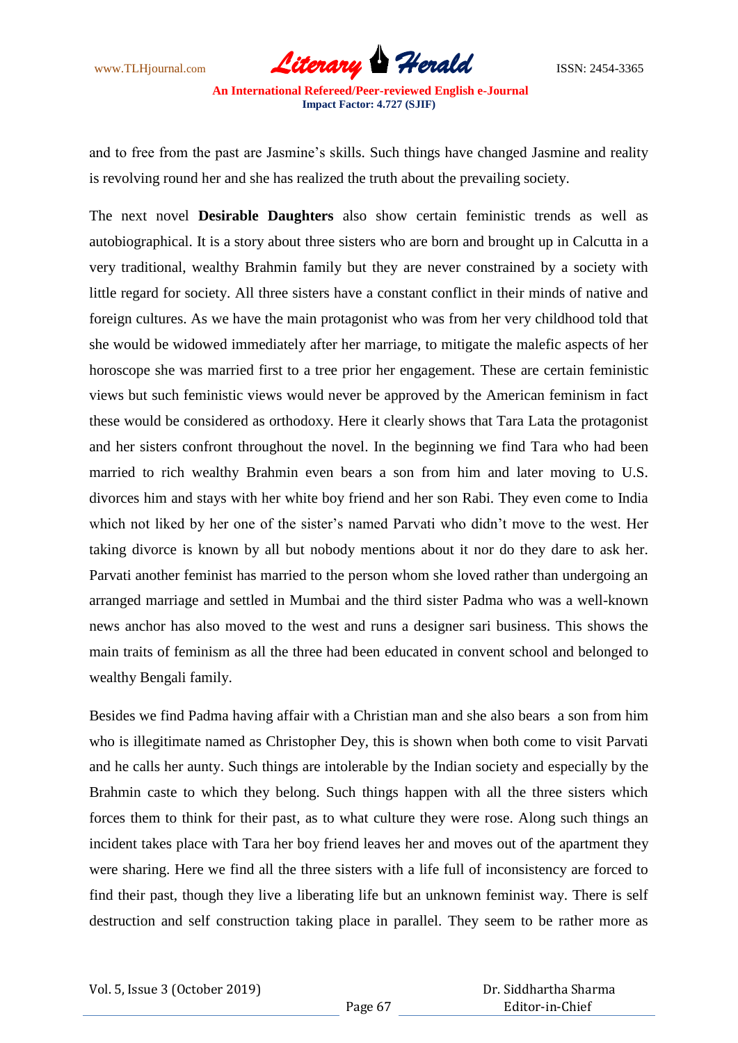and to free from the past are Jasmine's skills. Such things have changed Jasmine and reality is revolving round her and she has realized the truth about the prevailing society.

The next novel **Desirable Daughters** also show certain feministic trends as well as autobiographical. It is a story about three sisters who are born and brought up in Calcutta in a very traditional, wealthy Brahmin family but they are never constrained by a society with little regard for society. All three sisters have a constant conflict in their minds of native and foreign cultures. As we have the main protagonist who was from her very childhood told that she would be widowed immediately after her marriage, to mitigate the malefic aspects of her horoscope she was married first to a tree prior her engagement. These are certain feministic views but such feministic views would never be approved by the American feminism in fact these would be considered as orthodoxy. Here it clearly shows that Tara Lata the protagonist and her sisters confront throughout the novel. In the beginning we find Tara who had been married to rich wealthy Brahmin even bears a son from him and later moving to U.S. divorces him and stays with her white boy friend and her son Rabi. They even come to India which not liked by her one of the sister's named Parvati who didn't move to the west. Her taking divorce is known by all but nobody mentions about it nor do they dare to ask her. Parvati another feminist has married to the person whom she loved rather than undergoing an arranged marriage and settled in Mumbai and the third sister Padma who was a well-known news anchor has also moved to the west and runs a designer sari business. This shows the main traits of feminism as all the three had been educated in convent school and belonged to wealthy Bengali family.

Besides we find Padma having affair with a Christian man and she also bears a son from him who is illegitimate named as Christopher Dey, this is shown when both come to visit Parvati and he calls her aunty. Such things are intolerable by the Indian society and especially by the Brahmin caste to which they belong. Such things happen with all the three sisters which forces them to think for their past, as to what culture they were rose. Along such things an incident takes place with Tara her boy friend leaves her and moves out of the apartment they were sharing. Here we find all the three sisters with a life full of inconsistency are forced to find their past, though they live a liberating life but an unknown feminist way. There is self destruction and self construction taking place in parallel. They seem to be rather more as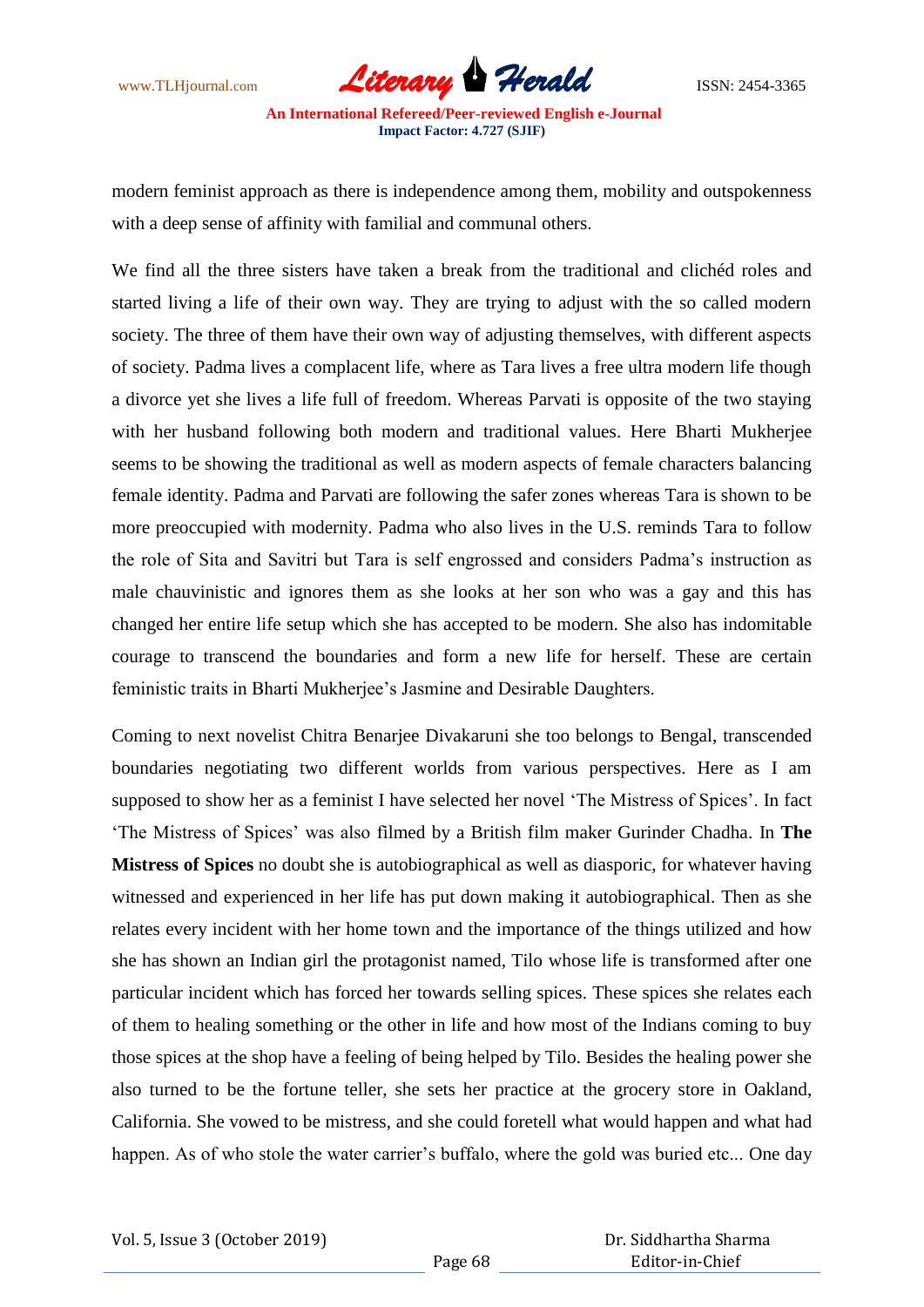modern feminist approach as there is independence among them, mobility and outspokenness with a deep sense of affinity with familial and communal others.

We find all the three sisters have taken a break from the traditional and clichéd roles and started living a life of their own way. They are trying to adjust with the so called modern society. The three of them have their own way of adjusting themselves, with different aspects of society. Padma lives a complacent life, where as Tara lives a free ultra modern life though a divorce yet she lives a life full of freedom. Whereas Parvati is opposite of the two staying with her husband following both modern and traditional values. Here Bharti Mukherjee seems to be showing the traditional as well as modern aspects of female characters balancing female identity. Padma and Parvati are following the safer zones whereas Tara is shown to be more preoccupied with modernity. Padma who also lives in the U.S. reminds Tara to follow the role of Sita and Savitri but Tara is self engrossed and considers Padma's instruction as male chauvinistic and ignores them as she looks at her son who was a gay and this has changed her entire life setup which she has accepted to be modern. She also has indomitable courage to transcend the boundaries and form a new life for herself. These are certain feministic traits in Bharti Mukherjee's Jasmine and Desirable Daughters.

Coming to next novelist Chitra Benarjee Divakaruni she too belongs to Bengal, transcended boundaries negotiating two different worlds from various perspectives. Here as I am supposed to show her as a feminist I have selected her novel 'The Mistress of Spices'. In fact 'The Mistress of Spices' was also filmed by a British film maker Gurinder Chadha. In **The Mistress of Spices** no doubt she is autobiographical as well as diasporic, for whatever having witnessed and experienced in her life has put down making it autobiographical. Then as she relates every incident with her home town and the importance of the things utilized and how she has shown an Indian girl the protagonist named, Tilo whose life is transformed after one particular incident which has forced her towards selling spices. These spices she relates each of them to healing something or the other in life and how most of the Indians coming to buy those spices at the shop have a feeling of being helped by Tilo. Besides the healing power she also turned to be the fortune teller, she sets her practice at the grocery store in Oakland, California. She vowed to be mistress, and she could foretell what would happen and what had happen. As of who stole the water carrier's buffalo, where the gold was buried etc... One day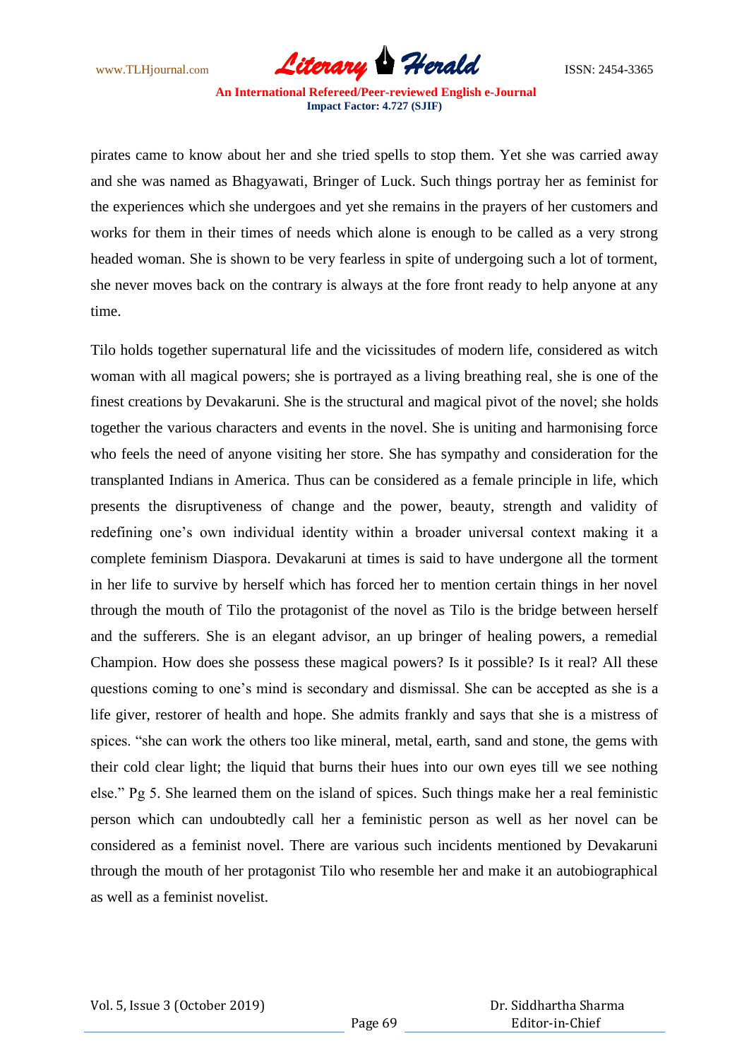pirates came to know about her and she tried spells to stop them. Yet she was carried away and she was named as Bhagyawati, Bringer of Luck. Such things portray her as feminist for the experiences which she undergoes and yet she remains in the prayers of her customers and works for them in their times of needs which alone is enough to be called as a very strong headed woman. She is shown to be very fearless in spite of undergoing such a lot of torment, she never moves back on the contrary is always at the fore front ready to help anyone at any time.

Tilo holds together supernatural life and the vicissitudes of modern life, considered as witch woman with all magical powers; she is portrayed as a living breathing real, she is one of the finest creations by Devakaruni. She is the structural and magical pivot of the novel; she holds together the various characters and events in the novel. She is uniting and harmonising force who feels the need of anyone visiting her store. She has sympathy and consideration for the transplanted Indians in America. Thus can be considered as a female principle in life, which presents the disruptiveness of change and the power, beauty, strength and validity of redefining one's own individual identity within a broader universal context making it a complete feminism Diaspora. Devakaruni at times is said to have undergone all the torment in her life to survive by herself which has forced her to mention certain things in her novel through the mouth of Tilo the protagonist of the novel as Tilo is the bridge between herself and the sufferers. She is an elegant advisor, an up bringer of healing powers, a remedial Champion. How does she possess these magical powers? Is it possible? Is it real? All these questions coming to one's mind is secondary and dismissal. She can be accepted as she is a life giver, restorer of health and hope. She admits frankly and says that she is a mistress of spices. "she can work the others too like mineral, metal, earth, sand and stone, the gems with their cold clear light; the liquid that burns their hues into our own eyes till we see nothing else." Pg 5. She learned them on the island of spices. Such things make her a real feministic person which can undoubtedly call her a feministic person as well as her novel can be considered as a feminist novel. There are various such incidents mentioned by Devakaruni through the mouth of her protagonist Tilo who resemble her and make it an autobiographical as well as a feminist novelist.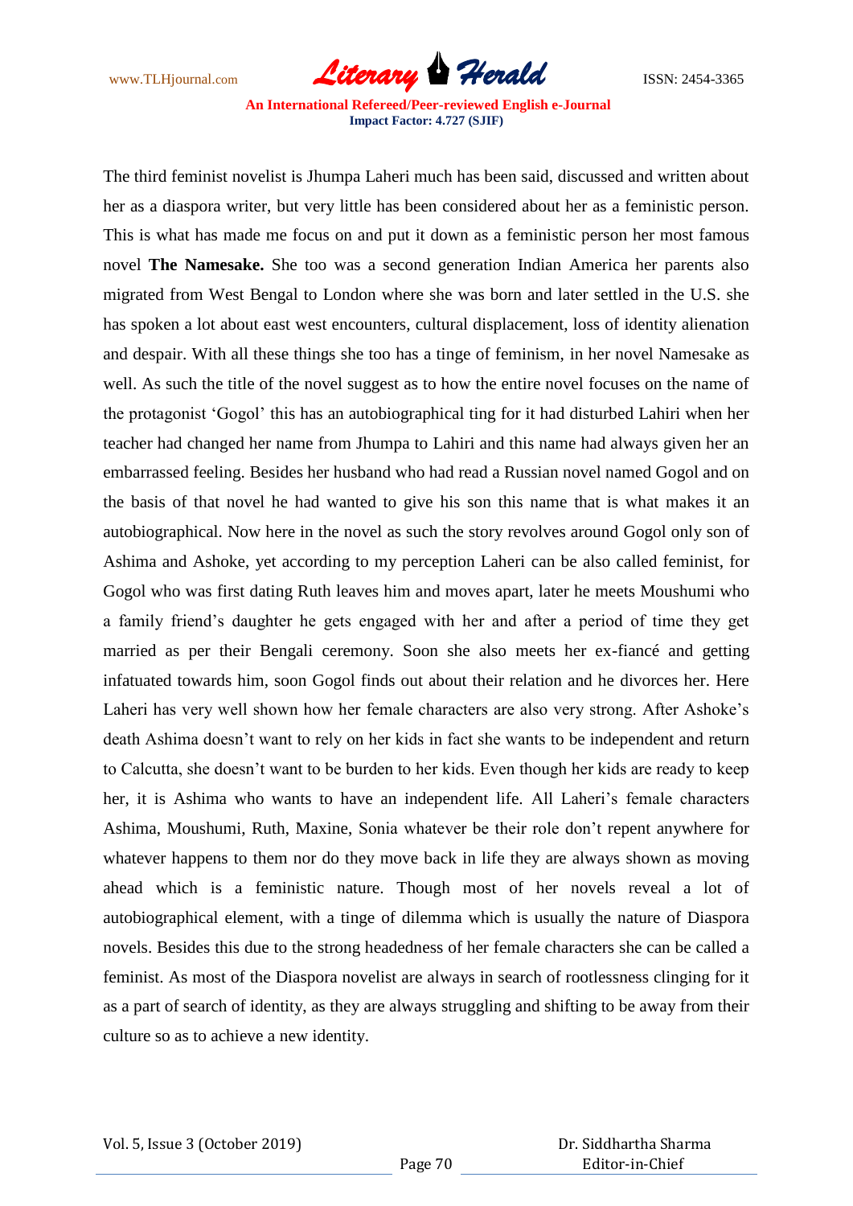The third feminist novelist is Jhumpa Laheri much has been said, discussed and written about her as a diaspora writer, but very little has been considered about her as a feministic person. This is what has made me focus on and put it down as a feministic person her most famous novel **The Namesake.** She too was a second generation Indian America her parents also migrated from West Bengal to London where she was born and later settled in the U.S. she has spoken a lot about east west encounters, cultural displacement, loss of identity alienation and despair. With all these things she too has a tinge of feminism, in her novel Namesake as well. As such the title of the novel suggest as to how the entire novel focuses on the name of the protagonist 'Gogol' this has an autobiographical ting for it had disturbed Lahiri when her teacher had changed her name from Jhumpa to Lahiri and this name had always given her an embarrassed feeling. Besides her husband who had read a Russian novel named Gogol and on the basis of that novel he had wanted to give his son this name that is what makes it an autobiographical. Now here in the novel as such the story revolves around Gogol only son of Ashima and Ashoke, yet according to my perception Laheri can be also called feminist, for Gogol who was first dating Ruth leaves him and moves apart, later he meets Moushumi who a family friend's daughter he gets engaged with her and after a period of time they get married as per their Bengali ceremony. Soon she also meets her ex-fiancé and getting infatuated towards him, soon Gogol finds out about their relation and he divorces her. Here Laheri has very well shown how her female characters are also very strong. After Ashoke's death Ashima doesn't want to rely on her kids in fact she wants to be independent and return to Calcutta, she doesn't want to be burden to her kids. Even though her kids are ready to keep her, it is Ashima who wants to have an independent life. All Laheri's female characters Ashima, Moushumi, Ruth, Maxine, Sonia whatever be their role don't repent anywhere for whatever happens to them nor do they move back in life they are always shown as moving ahead which is a feministic nature. Though most of her novels reveal a lot of autobiographical element, with a tinge of dilemma which is usually the nature of Diaspora novels. Besides this due to the strong headedness of her female characters she can be called a feminist. As most of the Diaspora novelist are always in search of rootlessness clinging for it as a part of search of identity, as they are always struggling and shifting to be away from their culture so as to achieve a new identity.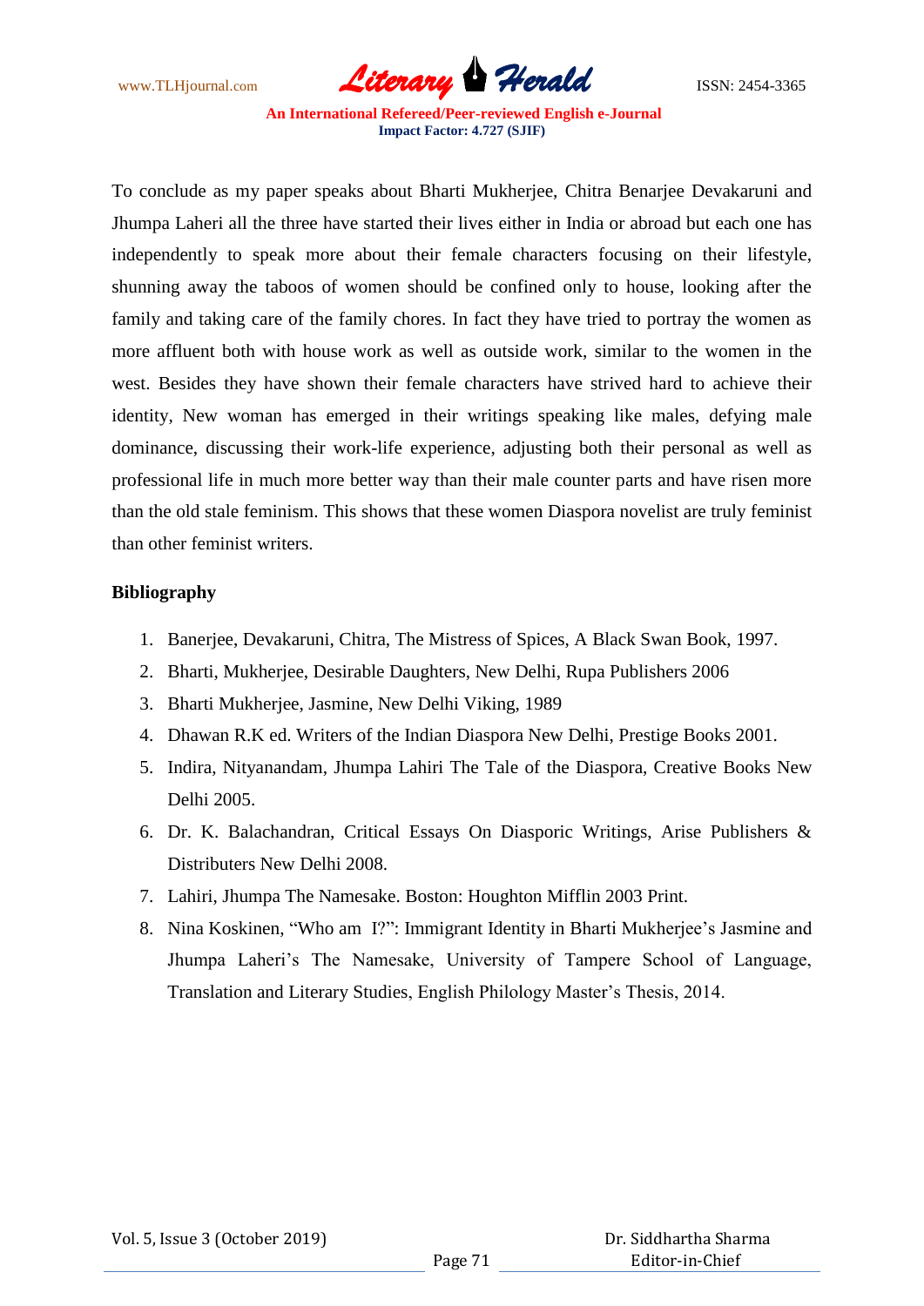To conclude as my paper speaks about Bharti Mukherjee, Chitra Benarjee Devakaruni and Jhumpa Laheri all the three have started their lives either in India or abroad but each one has independently to speak more about their female characters focusing on their lifestyle, shunning away the taboos of women should be confined only to house, looking after the family and taking care of the family chores. In fact they have tried to portray the women as more affluent both with house work as well as outside work, similar to the women in the west. Besides they have shown their female characters have strived hard to achieve their identity, New woman has emerged in their writings speaking like males, defying male dominance, discussing their work-life experience, adjusting both their personal as well as professional life in much more better way than their male counter parts and have risen more than the old stale feminism. This shows that these women Diaspora novelist are truly feminist than other feminist writers.

**Bibliography**

1. Banerjee, Devakaruni, Chitra, The Mistress of Spices, A Black Swan Book, 1997.
2. Bharti, Mukherjee, Desirable Daughters, New Delhi, Rupa Publishers 2006
3. Bharti Mukherjee, Jasmine, New Delhi Viking, 1989
4. Dhawan R.K ed. Writers of the Indian Diaspora New Delhi, Prestige Books 2001.
5. Indira, Nityanandam, Jhumpa Lahiri The Tale of the Diaspora, Creative Books New Delhi 2005.
6. Dr. K. Balachandran, Critical Essays On Diasporic Writings, Arise Publishers & Distributers New Delhi 2008.
7. Lahiri, Jhumpa The Namesake. Boston: Houghton Mifflin 2003 Print.
8. Nina Koskinen, "Who am I?": Immigrant Identity in Bharti Mukherjee's Jasmine and Jhumpa Laheri's The Namesake, University of Tampere School of Language, Translation and Literary Studies, English Philology Master's Thesis, 2014.